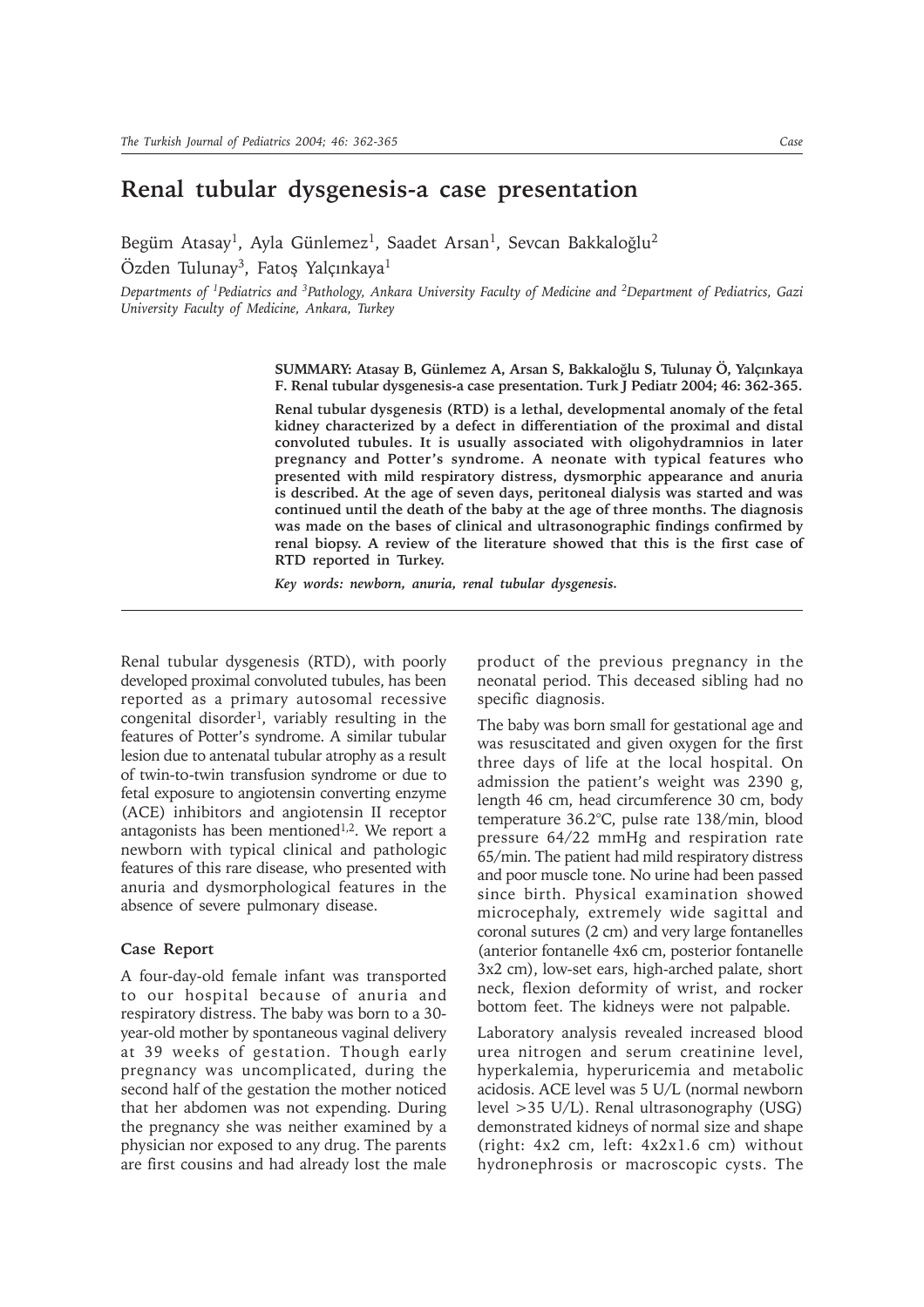# Renal tubular dysgenesis-a case presentation

Begüm Atasay[1], Ayla Günlemez[1], Saadet Arsan[1], Sevcan Bakkaloğlu[2]
Özden Tulunay[3], Fatoş Yalçınkaya[1]

*Departments of [1]Pediatrics and [3]Pathology, Ankara University Faculty of Medicine and [2]Department of Pediatrics, Gazi University Faculty of Medicine, Ankara, Turkey*

**SUMMARY: Atasay B, Günlemez A, Arsan S, Bakkaloğlu S, Tulunay Ö, Yalçınkaya F. Renal tubular dysgenesis-a case presentation. Turk J Pediatr 2004; 46: 362-365.**

**Renal tubular dysgenesis (RTD) is a lethal, developmental anomaly of the fetal kidney characterized by a defect in differentiation of the proximal and distal convoluted tubules. It is usually associated with oligohydramnios in later pregnancy and Potter's syndrome. A neonate with typical features who presented with mild respiratory distress, dysmorphic appearance and anuria is described. At the age of seven days, peritoneal dialysis was started and was continued until the death of the baby at the age of three months. The diagnosis was made on the bases of clinical and ultrasonographic findings confirmed by renal biopsy. A review of the literature showed that this is the first case of RTD reported in Turkey.**

***Key words: newborn, anuria, renal tubular dysgenesis.***

Renal tubular dysgenesis (RTD), with poorly developed proximal convoluted tubules, has been reported as a primary autosomal recessive congenital disorder[1], variably resulting in the features of Potter's syndrome. A similar tubular lesion due to antenatal tubular atrophy as a result of twin-to-twin transfusion syndrome or due to fetal exposure to angiotensin converting enzyme (ACE) inhibitors and angiotensin II receptor antagonists has been mentioned[1,2]. We report a newborn with typical clinical and pathologic features of this rare disease, who presented with anuria and dysmorphological features in the absence of severe pulmonary disease.

## Case Report

A four-day-old female infant was transported to our hospital because of anuria and respiratory distress. The baby was born to a 30-year-old mother by spontaneous vaginal delivery at 39 weeks of gestation. Though early pregnancy was uncomplicated, during the second half of the gestation the mother noticed that her abdomen was not expending. During the pregnancy she was neither examined by a physician nor exposed to any drug. The parents are first cousins and had already lost the male product of the previous pregnancy in the neonatal period. This deceased sibling had no specific diagnosis.

The baby was born small for gestational age and was resuscitated and given oxygen for the first three days of life at the local hospital. On admission the patient's weight was 2390 g, length 46 cm, head circumference 30 cm, body temperature 36.2°C, pulse rate 138/min, blood pressure 64/22 mmHg and respiration rate 65/min. The patient had mild respiratory distress and poor muscle tone. No urine had been passed since birth. Physical examination showed microcephaly, extremely wide sagittal and coronal sutures (2 cm) and very large fontanelles (anterior fontanelle 4x6 cm, posterior fontanelle 3x2 cm), low-set ears, high-arched palate, short neck, flexion deformity of wrist, and rocker bottom feet. The kidneys were not palpable.

Laboratory analysis revealed increased blood urea nitrogen and serum creatinine level, hyperkalemia, hyperuricemia and metabolic acidosis. ACE level was 5 U/L (normal newborn level >35 U/L). Renal ultrasonography (USG) demonstrated kidneys of normal size and shape (right: 4x2 cm, left: 4x2x1.6 cm) without hydronephrosis or macroscopic cysts. The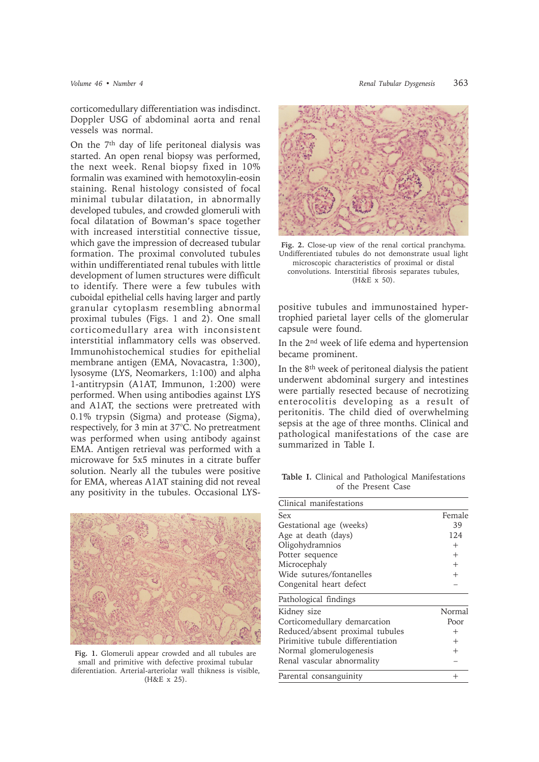corticomedullary differentiation was indisdinct. Doppler USG of abdominal aorta and renal vessels was normal.

On the 7th day of life peritoneal dialysis was started. An open renal biopsy was performed, the next week. Renal biopsy fixed in 10% formalin was examined with hemotoxylin-eosin staining. Renal histology consisted of focal minimal tubular dilatation, in abnormally developed tubules, and crowded glomeruli with focal dilatation of Bowman's space together with increased interstitial connective tissue, which gave the impression of decreased tubular formation. The proximal convoluted tubules within undifferentiated renal tubules with little development of lumen structures were difficult to identify. There were a few tubules with cuboidal epithelial cells having larger and partly granular cytoplasm resembling abnormal proximal tubules (Figs. 1 and 2). One small corticomedullary area with inconsistent interstitial inflammatory cells was observed. Immunohistochemical studies for epithelial membrane antigen (EMA, Novacastra, 1:300), lysosyme (LYS, Neomarkers, 1:100) and alpha 1-antitrypsin (A1AT, Immunon, 1:200) were performed. When using antibodies against LYS and A1AT, the sections were pretreated with 0.1% trypsin (Sigma) and protease (Sigma), respectively, for 3 min at 37°C. No pretreatment was performed when using antibody against EMA. Antigen retrieval was performed with a microwave for 5x5 minutes in a citrate buffer solution. Nearly all the tubules were positive for EMA, whereas A1AT staining did not reveal any positivity in the tubules. Occasional LYS-positive tubules and immunostained hypertrophied parietal layer cells of the glomerular capsule were found.

**Fig. 1.** Glomeruli appear crowded and all tubules are small and primitive with defective proximal tubular diferentiation. Arterial-arteriolar wall thikness is visible, (H&E x 25).

**Fig. 2.** Close-up view of the renal cortical pranchyma. Undifferentiated tubules do not demonstrate usual light microscopic characteristics of proximal or distal convolutions. Interstitial fibrosis separates tubules, (H&E x 50).

In the 2nd week of life edema and hypertension became prominent.

In the 8th week of peritoneal dialysis the patient underwent abdominal surgery and intestines were partially resected because of necrotizing enterocolitis developing as a result of peritonitis. The child died of overwhelming sepsis at the age of three months. Clinical and pathological manifestations of the case are summarized in Table I.

**Table I.** Clinical and Pathological Manifestations of the Present Case

| Clinical manifestations | |
|---|---|
| Sex | Female |
| Gestational age (weeks) | 39 |
| Age at death (days) | 124 |
| Oligohydramnios | + |
| Potter sequence | + |
| Microcephaly | + |
| Wide sutures/fontanelles | + |
| Congenital heart defect | – |
| **Pathological findings** | |
| Kidney size | Normal |
| Corticomedullary demarcation | Poor |
| Reduced/absent proximal tubules | + |
| Pirimitive tubule differentiation | + |
| Normal glomerulogenesis | + |
| Renal vascular abnormality | – |
| Parental consanguinity | + |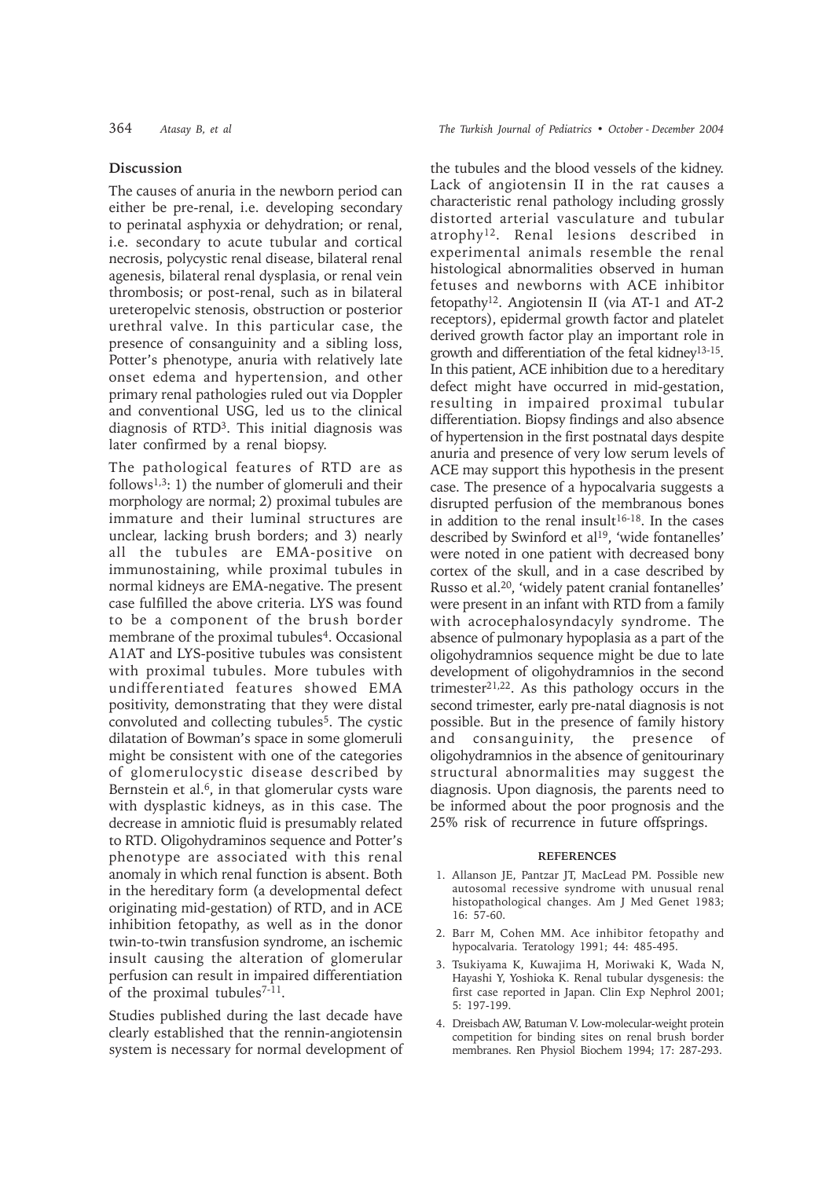## Discussion

The causes of anuria in the newborn period can either be pre-renal, i.e. developing secondary to perinatal asphyxia or dehydration; or renal, i.e. secondary to acute tubular and cortical necrosis, polycystic renal disease, bilateral renal agenesis, bilateral renal dysplasia, or renal vein thrombosis; or post-renal, such as in bilateral ureteropelvic stenosis, obstruction or posterior urethral valve. In this particular case, the presence of consanguinity and a sibling loss, Potter's phenotype, anuria with relatively late onset edema and hypertension, and other primary renal pathologies ruled out via Doppler and conventional USG, led us to the clinical diagnosis of RTD[3]. This initial diagnosis was later confirmed by a renal biopsy.

The pathological features of RTD are as follows[1,3]: 1) the number of glomeruli and their morphology are normal; 2) proximal tubules are immature and their luminal structures are unclear, lacking brush borders; and 3) nearly all the tubules are EMA-positive on immunostaining, while proximal tubules in normal kidneys are EMA-negative. The present case fulfilled the above criteria. LYS was found to be a component of the brush border membrane of the proximal tubules[4]. Occasional A1AT and LYS-positive tubules was consistent with proximal tubules. More tubules with undifferentiated features showed EMA positivity, demonstrating that they were distal convoluted and collecting tubules[5]. The cystic dilatation of Bowman's space in some glomeruli might be consistent with one of the categories of glomerulocystic disease described by Bernstein et al.[6], in that glomerular cysts ware with dysplastic kidneys, as in this case. The decrease in amniotic fluid is presumably related to RTD. Oligohydraminos sequence and Potter's phenotype are associated with this renal anomaly in which renal function is absent. Both in the hereditary form (a developmental defect originating mid-gestation) of RTD, and in ACE inhibition fetopathy, as well as in the donor twin-to-twin transfusion syndrome, an ischemic insult causing the alteration of glomerular perfusion can result in impaired differentiation of the proximal tubules[7-11].

Studies published during the last decade have clearly established that the rennin-angiotensin system is necessary for normal development of the tubules and the blood vessels of the kidney. Lack of angiotensin II in the rat causes a characteristic renal pathology including grossly distorted arterial vasculature and tubular atrophy[12]. Renal lesions described in experimental animals resemble the renal histological abnormalities observed in human fetuses and newborns with ACE inhibitor fetopathy[12]. Angiotensin II (via AT-1 and AT-2 receptors), epidermal growth factor and platelet derived growth factor play an important role in growth and differentiation of the fetal kidney[13-15]. In this patient, ACE inhibition due to a hereditary defect might have occurred in mid-gestation, resulting in impaired proximal tubular differentiation. Biopsy findings and also absence of hypertension in the first postnatal days despite anuria and presence of very low serum levels of ACE may support this hypothesis in the present case. The presence of a hypocalvaria suggests a disrupted perfusion of the membranous bones in addition to the renal insult[16-18]. In the cases described by Swinford et al[19], 'wide fontanelles' were noted in one patient with decreased bony cortex of the skull, and in a case described by Russo et al.[20], 'widely patent cranial fontanelles' were present in an infant with RTD from a family with acrocephalosyndacyly syndrome. The absence of pulmonary hypoplasia as a part of the oligohydramnios sequence might be due to late development of oligohydramnios in the second trimester[21,22]. As this pathology occurs in the second trimester, early pre-natal diagnosis is not possible. But in the presence of family history and consanguinity, the presence of oligohydramnios in the absence of genitourinary structural abnormalities may suggest the diagnosis. Upon diagnosis, the parents need to be informed about the poor prognosis and the 25% risk of recurrence in future offsprings.

## REFERENCES

1. Allanson JE, Pantzar JT, MacLead PM. Possible new autosomal recessive syndrome with unusual renal histopathological changes. Am J Med Genet 1983; 16: 57-60.
2. Barr M, Cohen MM. Ace inhibitor fetopathy and hypocalvaria. Teratology 1991; 44: 485-495.
3. Tsukiyama K, Kuwajima H, Moriwaki K, Wada N, Hayashi Y, Yoshioka K. Renal tubular dysgenesis: the first case reported in Japan. Clin Exp Nephrol 2001; 5: 197-199.
4. Dreisbach AW, Batuman V. Low-molecular-weight protein competition for binding sites on renal brush border membranes. Ren Physiol Biochem 1994; 17: 287-293.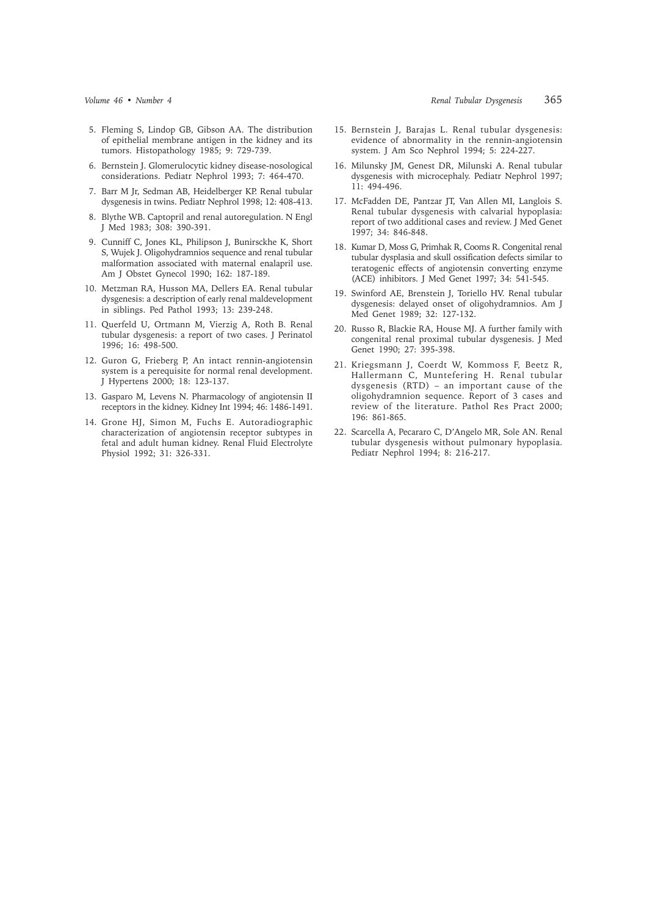5. Fleming S, Lindop GB, Gibson AA. The distribution of epithelial membrane antigen in the kidney and its tumors. Histopathology 1985; 9: 729-739.
6. Bernstein J. Glomerulocytic kidney disease-nosological considerations. Pediatr Nephrol 1993; 7: 464-470.
7. Barr M Jr, Sedman AB, Heidelberger KP. Renal tubular dysgenesis in twins. Pediatr Nephrol 1998; 12: 408-413.
8. Blythe WB. Captopril and renal autoregulation. N Engl J Med 1983; 308: 390-391.
9. Cunniff C, Jones KL, Philipson J, Bunirsckhe K, Short S, Wujek J. Oligohydramnios sequence and renal tubular malformation associated with maternal enalapril use. Am J Obstet Gynecol 1990; 162: 187-189.
10. Metzman RA, Husson MA, Dellers EA. Renal tubular dysgenesis: a description of early renal maldevelopment in siblings. Ped Pathol 1993; 13: 239-248.
11. Querfeld U, Ortmann M, Vierzig A, Roth B. Renal tubular dysgenesis: a report of two cases. J Perinatol 1996; 16: 498-500.
12. Guron G, Frieberg P, An intact rennin-angiotensin system is a perequisite for normal renal development. J Hypertens 2000; 18: 123-137.
13. Gasparo M, Levens N. Pharmacology of angiotensin II receptors in the kidney. Kidney Int 1994; 46: 1486-1491.
14. Grone HJ, Simon M, Fuchs E. Autoradiographic characterization of angiotensin receptor subtypes in fetal and adult human kidney. Renal Fluid Electrolyte Physiol 1992; 31: 326-331.
15. Bernstein J, Barajas L. Renal tubular dysgenesis: evidence of abnormality in the rennin-angiotensin system. J Am Sco Nephrol 1994; 5: 224-227.
16. Milunsky JM, Genest DR, Milunski A. Renal tubular dysgenesis with microcephaly. Pediatr Nephrol 1997; 11: 494-496.
17. McFadden DE, Pantzar JT, Van Allen MI, Langlois S. Renal tubular dysgenesis with calvarial hypoplasia: report of two additional cases and review. J Med Genet 1997; 34: 846-848.
18. Kumar D, Moss G, Primhak R, Cooms R. Congenital renal tubular dysplasia and skull ossification defects similar to teratogenic effects of angiotensin converting enzyme (ACE) inhibitors. J Med Genet 1997; 34: 541-545.
19. Swinford AE, Brenstein J, Toriello HV. Renal tubular dysgenesis: delayed onset of oligohydramnios. Am J Med Genet 1989; 32: 127-132.
20. Russo R, Blackie RA, House MJ. A further family with congenital renal proximal tubular dysgenesis. J Med Genet 1990; 27: 395-398.
21. Kriegsmann J, Coerdt W, Kommoss F, Beetz R, Hallermann C, Muntefering H. Renal tubular dysgenesis (RTD) – an important cause of the oligohydramnion sequence. Report of 3 cases and review of the literature. Pathol Res Pract 2000; 196: 861-865.
22. Scarcella A, Pecararo C, D'Angelo MR, Sole AN. Renal tubular dysgenesis without pulmonary hypoplasia. Pediatr Nephrol 1994; 8: 216-217.